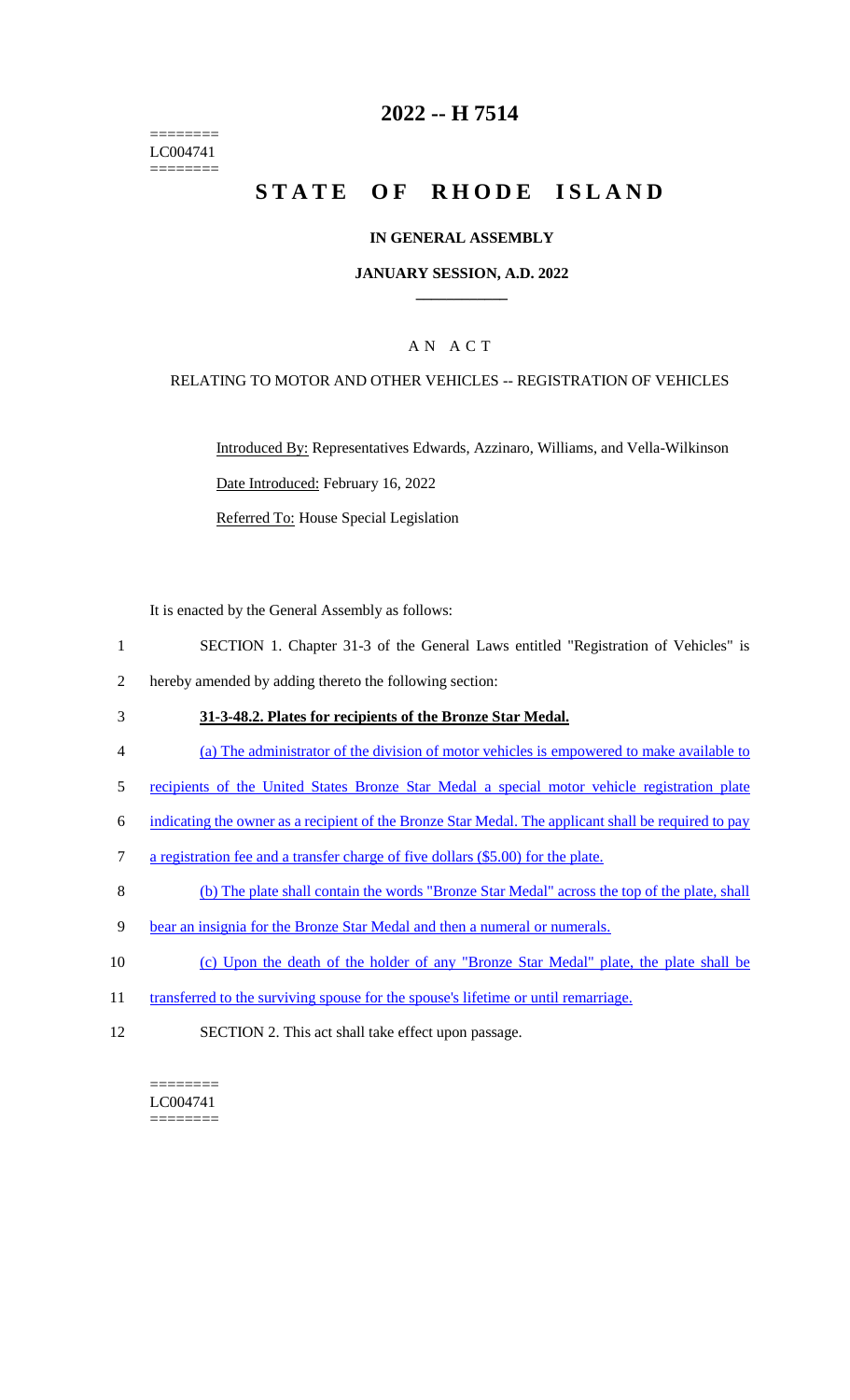========
LC004741
========

# 2022 -- H 7514

# STATE OF RHODE ISLAND

## IN GENERAL ASSEMBLY

### JANUARY SESSION, A.D. 2022

### A N A C T

RELATING TO MOTOR AND OTHER VEHICLES -- REGISTRATION OF VEHICLES

Introduced By: Representatives Edwards, Azzinaro, Williams, and Vella-Wilkinson

Date Introduced: February 16, 2022

Referred To: House Special Legislation

It is enacted by the General Assembly as follows:

1 SECTION 1. Chapter 31-3 of the General Laws entitled "Registration of Vehicles" is
2 hereby amended by adding thereto the following section:

3 **31-3-48.2. Plates for recipients of the Bronze Star Medal.**

4 (a) The administrator of the division of motor vehicles is empowered to make available to
5 recipients of the United States Bronze Star Medal a special motor vehicle registration plate
6 indicating the owner as a recipient of the Bronze Star Medal. The applicant shall be required to pay
7 a registration fee and a transfer charge of five dollars ($5.00) for the plate.

8 (b) The plate shall contain the words "Bronze Star Medal" across the top of the plate, shall
9 bear an insignia for the Bronze Star Medal and then a numeral or numerals.

10 (c) Upon the death of the holder of any "Bronze Star Medal" plate, the plate shall be
11 transferred to the surviving spouse for the spouse's lifetime or until remarriage.

12 SECTION 2. This act shall take effect upon passage.

========
LC004741
========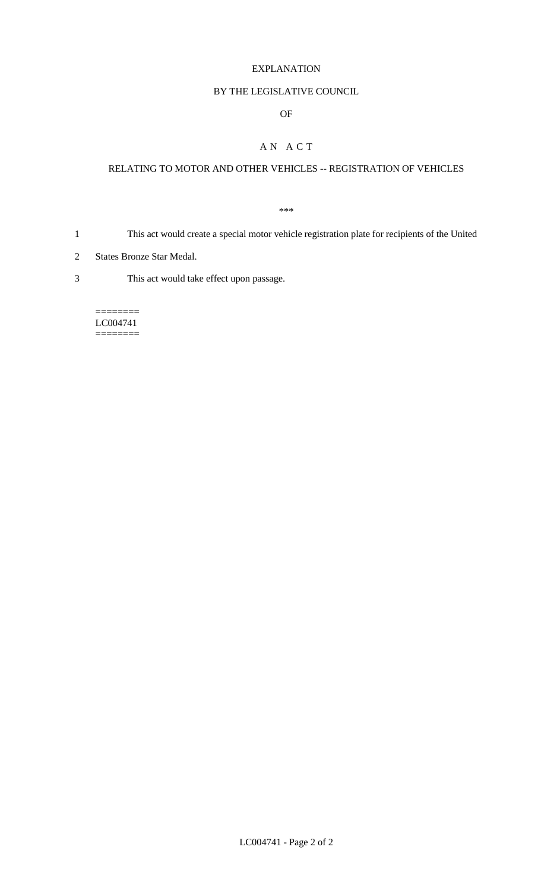EXPLANATION

BY THE LEGISLATIVE COUNCIL

OF

A N A C T

RELATING TO MOTOR AND OTHER VEHICLES -- REGISTRATION OF VEHICLES

***

1 This act would create a special motor vehicle registration plate for recipients of the United

2 States Bronze Star Medal.

3 This act would take effect upon passage.

========
LC004741
========